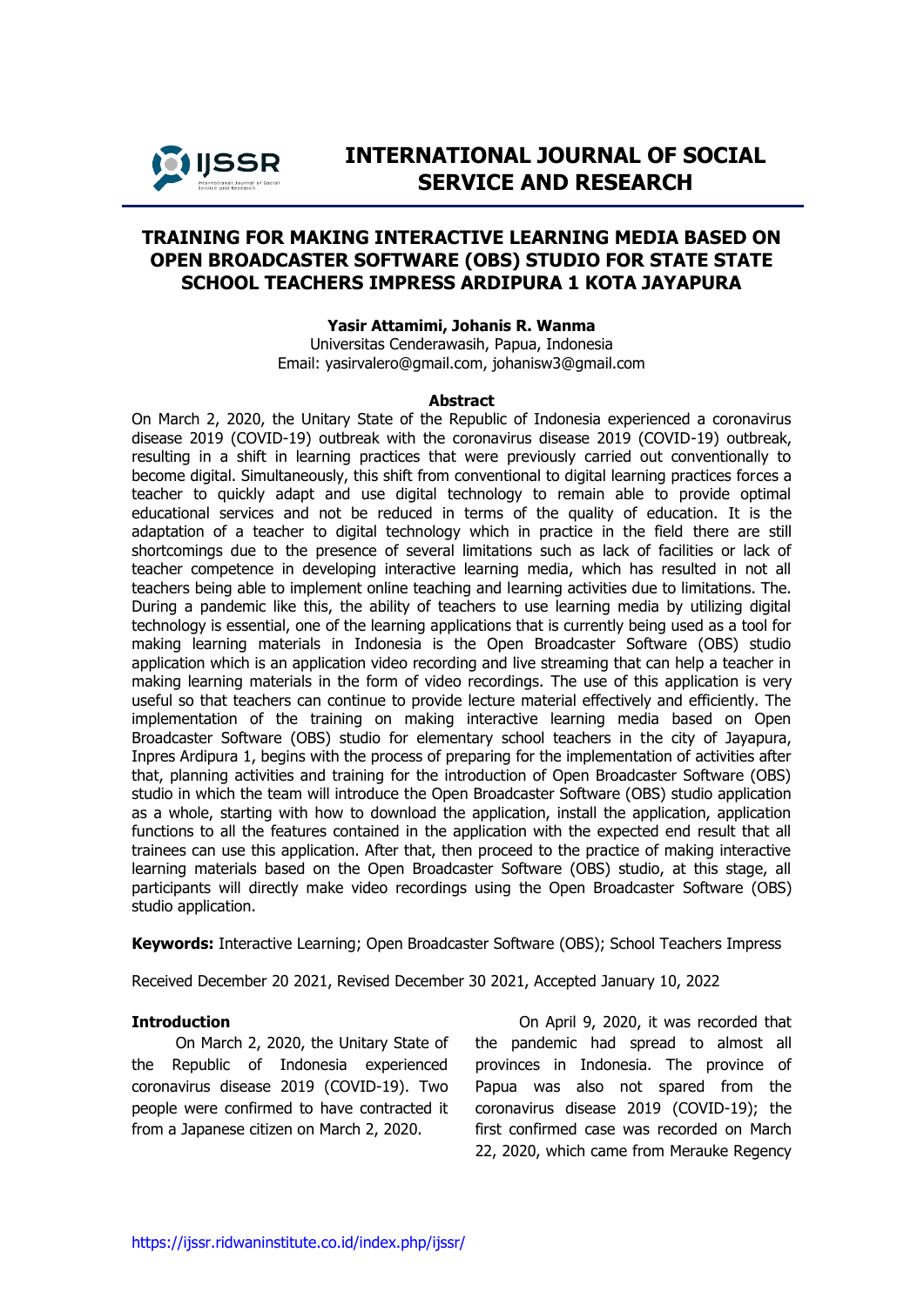# INTERNATIONAL JOURNAL OF SOCIAL SERVICE AND RESEARCH

## TRAINING FOR MAKING INTERACTIVE LEARNING MEDIA BASED ON OPEN BROADCASTER SOFTWARE (OBS) STUDIO FOR STATE STATE SCHOOL TEACHERS IMPRESS ARDIPURA 1 KOTA JAYAPURA

**Yasir Attamimi, Johanis R. Wanma**
Universitas Cenderawasih, Papua, Indonesia
Email: yasirvalero@gmail.com, johanisw3@gmail.com

### Abstract

On March 2, 2020, the Unitary State of the Republic of Indonesia experienced a coronavirus disease 2019 (COVID-19) outbreak with the coronavirus disease 2019 (COVID-19) outbreak, resulting in a shift in learning practices that were previously carried out conventionally to become digital. Simultaneously, this shift from conventional to digital learning practices forces a teacher to quickly adapt and use digital technology to remain able to provide optimal educational services and not be reduced in terms of the quality of education. It is the adaptation of a teacher to digital technology which in practice in the field there are still shortcomings due to the presence of several limitations such as lack of facilities or lack of teacher competence in developing interactive learning media, which has resulted in not all teachers being able to implement online teaching and learning activities due to limitations. The. During a pandemic like this, the ability of teachers to use learning media by utilizing digital technology is essential, one of the learning applications that is currently being used as a tool for making learning materials in Indonesia is the Open Broadcaster Software (OBS) studio application which is an application video recording and live streaming that can help a teacher in making learning materials in the form of video recordings. The use of this application is very useful so that teachers can continue to provide lecture material effectively and efficiently. The implementation of the training on making interactive learning media based on Open Broadcaster Software (OBS) studio for elementary school teachers in the city of Jayapura, Inpres Ardipura 1, begins with the process of preparing for the implementation of activities after that, planning activities and training for the introduction of Open Broadcaster Software (OBS) studio in which the team will introduce the Open Broadcaster Software (OBS) studio application as a whole, starting with how to download the application, install the application, application functions to all the features contained in the application with the expected end result that all trainees can use this application. After that, then proceed to the practice of making interactive learning materials based on the Open Broadcaster Software (OBS) studio, at this stage, all participants will directly make video recordings using the Open Broadcaster Software (OBS) studio application.

**Keywords:** Interactive Learning; Open Broadcaster Software (OBS); School Teachers Impress

Received December 20 2021, Revised December 30 2021, Accepted January 10, 2022

### Introduction

On March 2, 2020, the Unitary State of the Republic of Indonesia experienced coronavirus disease 2019 (COVID-19). Two people were confirmed to have contracted it from a Japanese citizen on March 2, 2020.

On April 9, 2020, it was recorded that the pandemic had spread to almost all provinces in Indonesia. The province of Papua was also not spared from the coronavirus disease 2019 (COVID-19); the first confirmed case was recorded on March 22, 2020, which came from Merauke Regency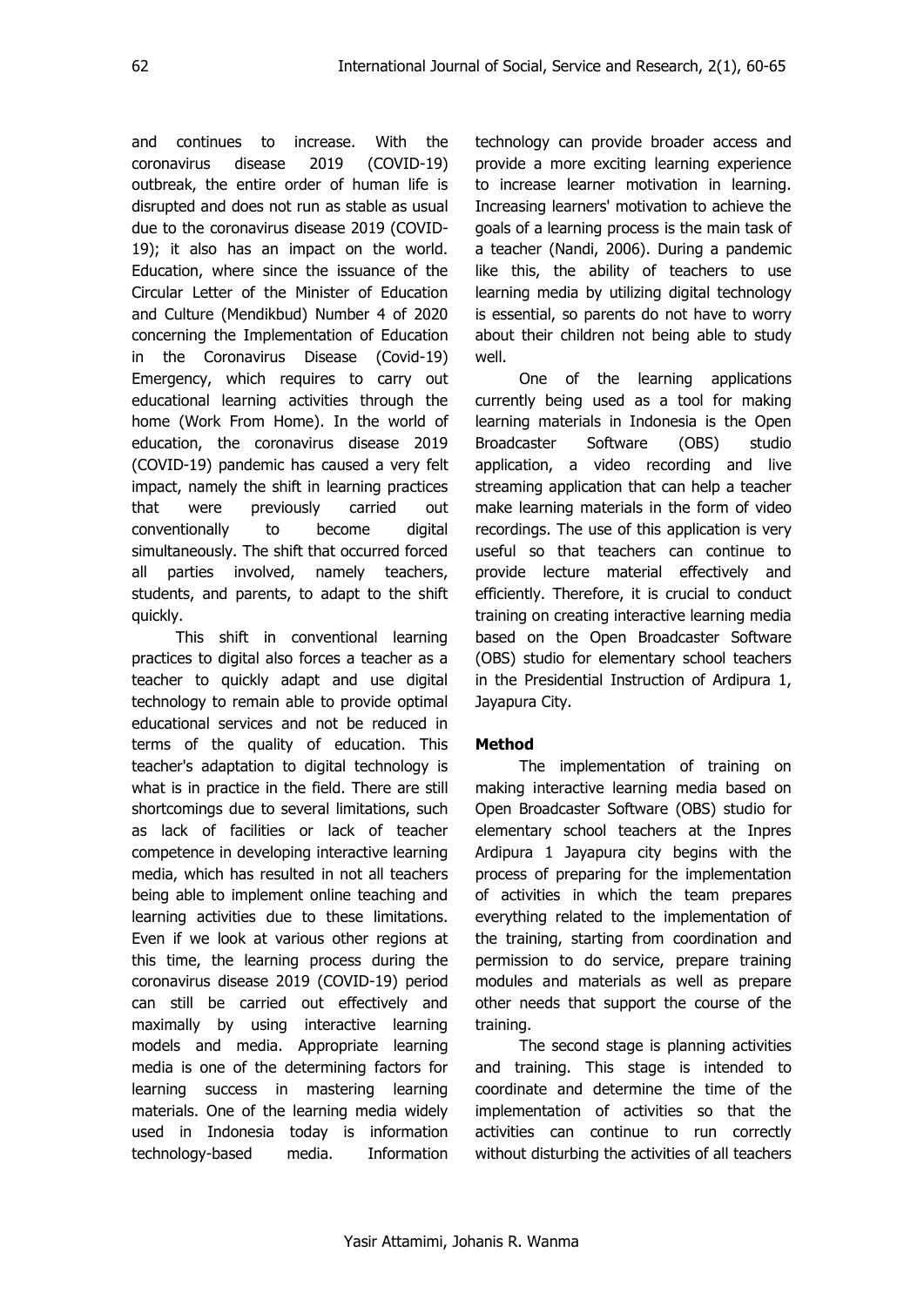and continues to increase. With the coronavirus disease 2019 (COVID-19) outbreak, the entire order of human life is disrupted and does not run as stable as usual due to the coronavirus disease 2019 (COVID-19); it also has an impact on the world. Education, where since the issuance of the Circular Letter of the Minister of Education and Culture (Mendikbud) Number 4 of 2020 concerning the Implementation of Education in the Coronavirus Disease (Covid-19) Emergency, which requires to carry out educational learning activities through the home (Work From Home). In the world of education, the coronavirus disease 2019 (COVID-19) pandemic has caused a very felt impact, namely the shift in learning practices that were previously carried out conventionally to become digital simultaneously. The shift that occurred forced all parties involved, namely teachers, students, and parents, to adapt to the shift quickly.

This shift in conventional learning practices to digital also forces a teacher as a teacher to quickly adapt and use digital technology to remain able to provide optimal educational services and not be reduced in terms of the quality of education. This teacher's adaptation to digital technology is what is in practice in the field. There are still shortcomings due to several limitations, such as lack of facilities or lack of teacher competence in developing interactive learning media, which has resulted in not all teachers being able to implement online teaching and learning activities due to these limitations. Even if we look at various other regions at this time, the learning process during the coronavirus disease 2019 (COVID-19) period can still be carried out effectively and maximally by using interactive learning models and media. Appropriate learning media is one of the determining factors for learning success in mastering learning materials. One of the learning media widely used in Indonesia today is information technology-based media. Information technology can provide broader access and provide a more exciting learning experience to increase learner motivation in learning. Increasing learners' motivation to achieve the goals of a learning process is the main task of a teacher (Nandi, 2006). During a pandemic like this, the ability of teachers to use learning media by utilizing digital technology is essential, so parents do not have to worry about their children not being able to study well.

One of the learning applications currently being used as a tool for making learning materials in Indonesia is the Open Broadcaster Software (OBS) studio application, a video recording and live streaming application that can help a teacher make learning materials in the form of video recordings. The use of this application is very useful so that teachers can continue to provide lecture material effectively and efficiently. Therefore, it is crucial to conduct training on creating interactive learning media based on the Open Broadcaster Software (OBS) studio for elementary school teachers in the Presidential Instruction of Ardipura 1, Jayapura City.

## Method

The implementation of training on making interactive learning media based on Open Broadcaster Software (OBS) studio for elementary school teachers at the Inpres Ardipura 1 Jayapura city begins with the process of preparing for the implementation of activities in which the team prepares everything related to the implementation of the training, starting from coordination and permission to do service, prepare training modules and materials as well as prepare other needs that support the course of the training.

The second stage is planning activities and training. This stage is intended to coordinate and determine the time of the implementation of activities so that the activities can continue to run correctly without disturbing the activities of all teachers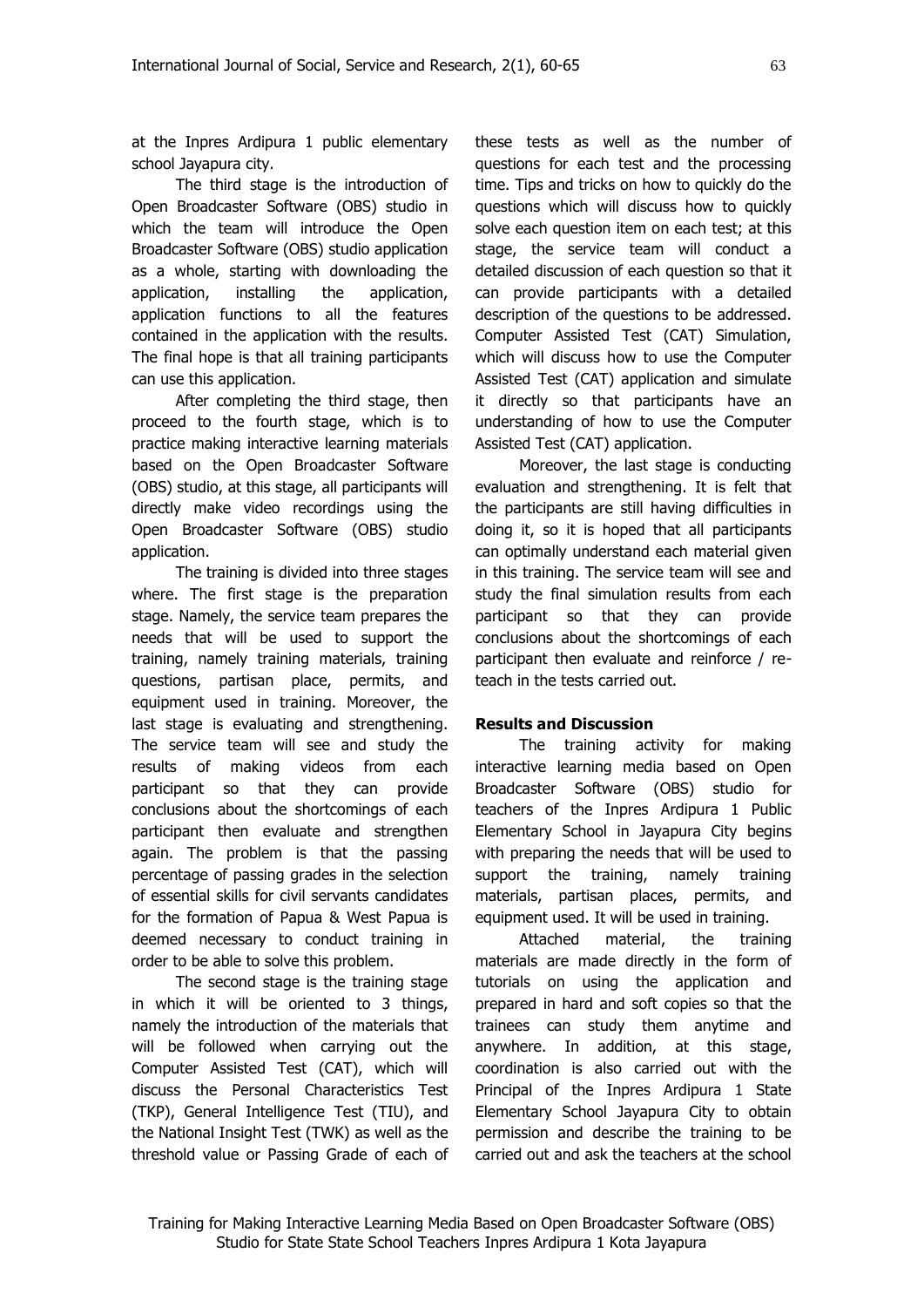at the Inpres Ardipura 1 public elementary school Jayapura city.

The third stage is the introduction of Open Broadcaster Software (OBS) studio in which the team will introduce the Open Broadcaster Software (OBS) studio application as a whole, starting with downloading the application, installing the application, application functions to all the features contained in the application with the results. The final hope is that all training participants can use this application.

After completing the third stage, then proceed to the fourth stage, which is to practice making interactive learning materials based on the Open Broadcaster Software (OBS) studio, at this stage, all participants will directly make video recordings using the Open Broadcaster Software (OBS) studio application.

The training is divided into three stages where. The first stage is the preparation stage. Namely, the service team prepares the needs that will be used to support the training, namely training materials, training questions, partisan place, permits, and equipment used in training. Moreover, the last stage is evaluating and strengthening. The service team will see and study the results of making videos from each participant so that they can provide conclusions about the shortcomings of each participant then evaluate and strengthen again. The problem is that the passing percentage of passing grades in the selection of essential skills for civil servants candidates for the formation of Papua & West Papua is deemed necessary to conduct training in order to be able to solve this problem.

The second stage is the training stage in which it will be oriented to 3 things, namely the introduction of the materials that will be followed when carrying out the Computer Assisted Test (CAT), which will discuss the Personal Characteristics Test (TKP), General Intelligence Test (TIU), and the National Insight Test (TWK) as well as the threshold value or Passing Grade of each of these tests as well as the number of questions for each test and the processing time. Tips and tricks on how to quickly do the questions which will discuss how to quickly solve each question item on each test; at this stage, the service team will conduct a detailed discussion of each question so that it can provide participants with a detailed description of the questions to be addressed. Computer Assisted Test (CAT) Simulation, which will discuss how to use the Computer Assisted Test (CAT) application and simulate it directly so that participants have an understanding of how to use the Computer Assisted Test (CAT) application.

Moreover, the last stage is conducting evaluation and strengthening. It is felt that the participants are still having difficulties in doing it, so it is hoped that all participants can optimally understand each material given in this training. The service team will see and study the final simulation results from each participant so that they can provide conclusions about the shortcomings of each participant then evaluate and reinforce / re-teach in the tests carried out.

**Results and Discussion**

The training activity for making interactive learning media based on Open Broadcaster Software (OBS) studio for teachers of the Inpres Ardipura 1 Public Elementary School in Jayapura City begins with preparing the needs that will be used to support the training, namely training materials, partisan places, permits, and equipment used. It will be used in training.

Attached material, the training materials are made directly in the form of tutorials on using the application and prepared in hard and soft copies so that the trainees can study them anytime and anywhere. In addition, at this stage, coordination is also carried out with the Principal of the Inpres Ardipura 1 State Elementary School Jayapura City to obtain permission and describe the training to be carried out and ask the teachers at the school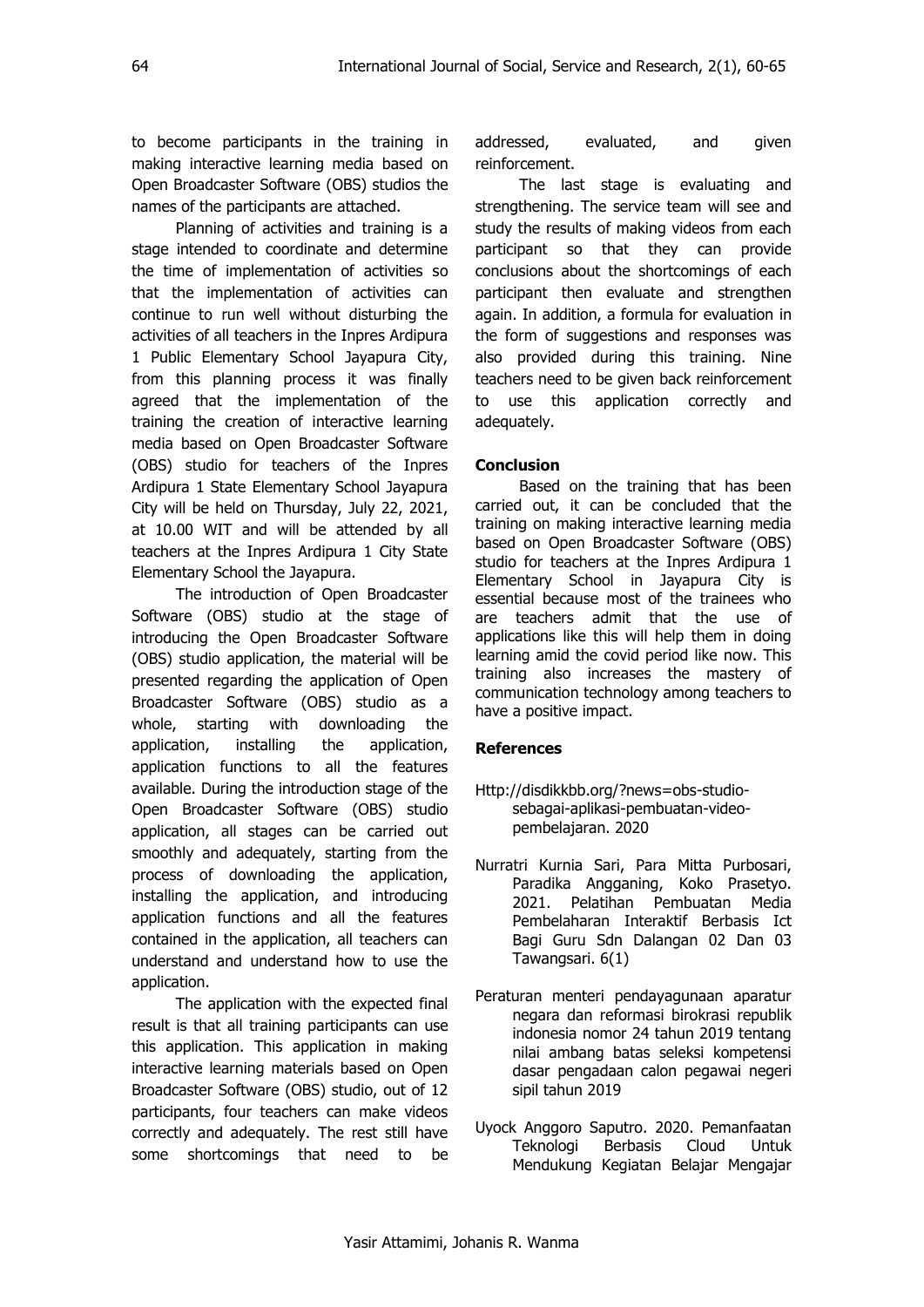to become participants in the training in making interactive learning media based on Open Broadcaster Software (OBS) studios the names of the participants are attached.

Planning of activities and training is a stage intended to coordinate and determine the time of implementation of activities so that the implementation of activities can continue to run well without disturbing the activities of all teachers in the Inpres Ardipura 1 Public Elementary School Jayapura City, from this planning process it was finally agreed that the implementation of the training the creation of interactive learning media based on Open Broadcaster Software (OBS) studio for teachers of the Inpres Ardipura 1 State Elementary School Jayapura City will be held on Thursday, July 22, 2021, at 10.00 WIT and will be attended by all teachers at the Inpres Ardipura 1 City State Elementary School the Jayapura.

The introduction of Open Broadcaster Software (OBS) studio at the stage of introducing the Open Broadcaster Software (OBS) studio application, the material will be presented regarding the application of Open Broadcaster Software (OBS) studio as a whole, starting with downloading the application, installing the application, application functions to all the features available. During the introduction stage of the Open Broadcaster Software (OBS) studio application, all stages can be carried out smoothly and adequately, starting from the process of downloading the application, installing the application, and introducing application functions and all the features contained in the application, all teachers can understand and understand how to use the application.

The application with the expected final result is that all training participants can use this application. This application in making interactive learning materials based on Open Broadcaster Software (OBS) studio, out of 12 participants, four teachers can make videos correctly and adequately. The rest still have some shortcomings that need to be addressed, evaluated, and given reinforcement.

The last stage is evaluating and strengthening. The service team will see and study the results of making videos from each participant so that they can provide conclusions about the shortcomings of each participant then evaluate and strengthen again. In addition, a formula for evaluation in the form of suggestions and responses was also provided during this training. Nine teachers need to be given back reinforcement to use this application correctly and adequately.

## Conclusion

Based on the training that has been carried out, it can be concluded that the training on making interactive learning media based on Open Broadcaster Software (OBS) studio for teachers at the Inpres Ardipura 1 Elementary School in Jayapura City is essential because most of the trainees who are teachers admit that the use of applications like this will help them in doing learning amid the covid period like now. This training also increases the mastery of communication technology among teachers to have a positive impact.

## References

Http://disdikkbb.org/?news=obs-studio-sebagai-aplikasi-pembuatan-video-pembelajaran. 2020

Nurratri Kurnia Sari, Para Mitta Purbosari, Paradika Angganing, Koko Prasetyo. 2021. Pelatihan Pembuatan Media Pembelaharan Interaktif Berbasis Ict Bagi Guru Sdn Dalangan 02 Dan 03 Tawangsari. 6(1)

Peraturan menteri pendayagunaan aparatur negara dan reformasi birokrasi republik indonesia nomor 24 tahun 2019 tentang nilai ambang batas seleksi kompetensi dasar pengadaan calon pegawai negeri sipil tahun 2019

Uyock Anggoro Saputro. 2020. Pemanfaatan Teknologi Berbasis Cloud Untuk Mendukung Kegiatan Belajar Mengajar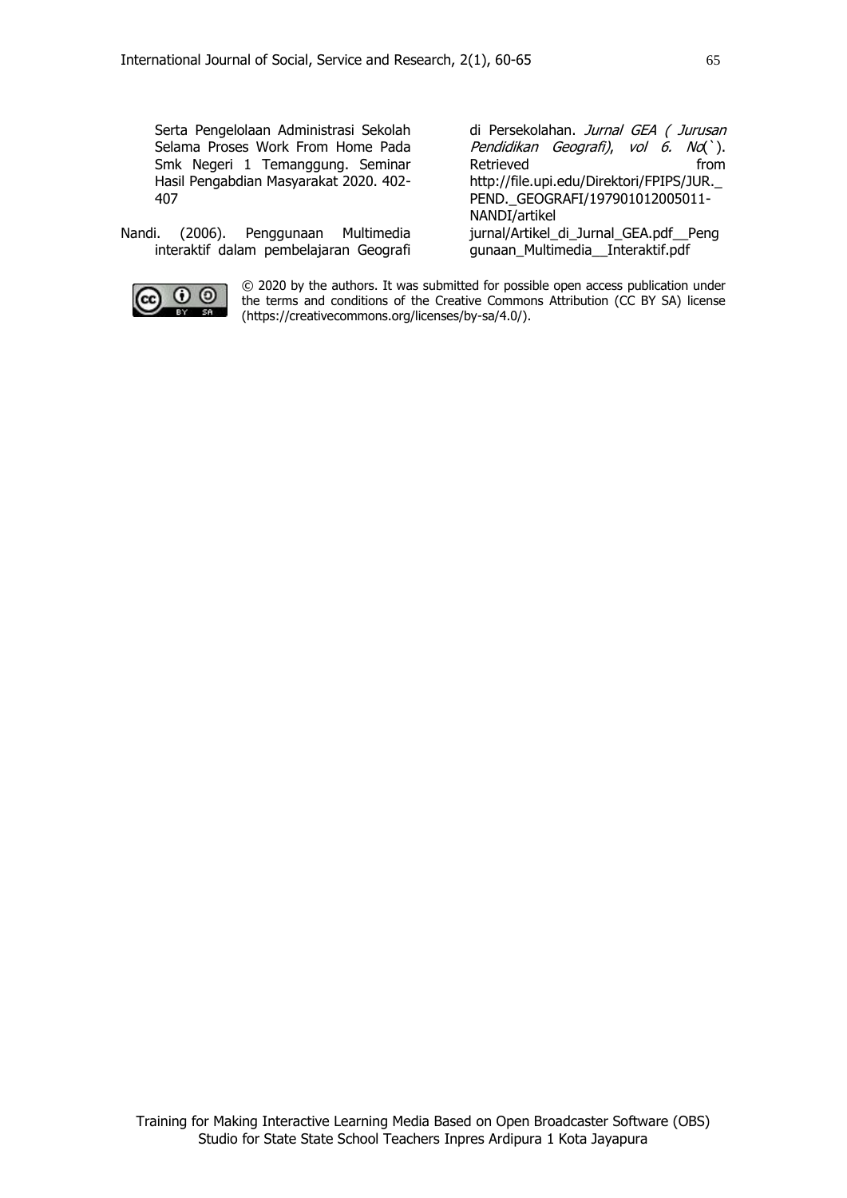Serta Pengelolaan Administrasi Sekolah Selama Proses Work From Home Pada Smk Negeri 1 Temanggung. Seminar Hasil Pengabdian Masyarakat 2020. 402-407

Nandi. (2006). Penggunaan Multimedia interaktif dalam pembelajaran Geografi di Persekolahan. *Jurnal GEA ( Jurusan Pendidikan Geografi), vol 6. No*(`). Retrieved from http://file.upi.edu/Direktori/FPIPS/JUR._PEND._GEOGRAFI/197901012005011-NANDI/artikel jurnal/Artikel_di_Jurnal_GEA.pdf__Penggunaan_Multimedia__Interaktif.pdf

© 2020 by the authors. It was submitted for possible open access publication under the terms and conditions of the Creative Commons Attribution (CC BY SA) license (https://creativecommons.org/licenses/by-sa/4.0/).